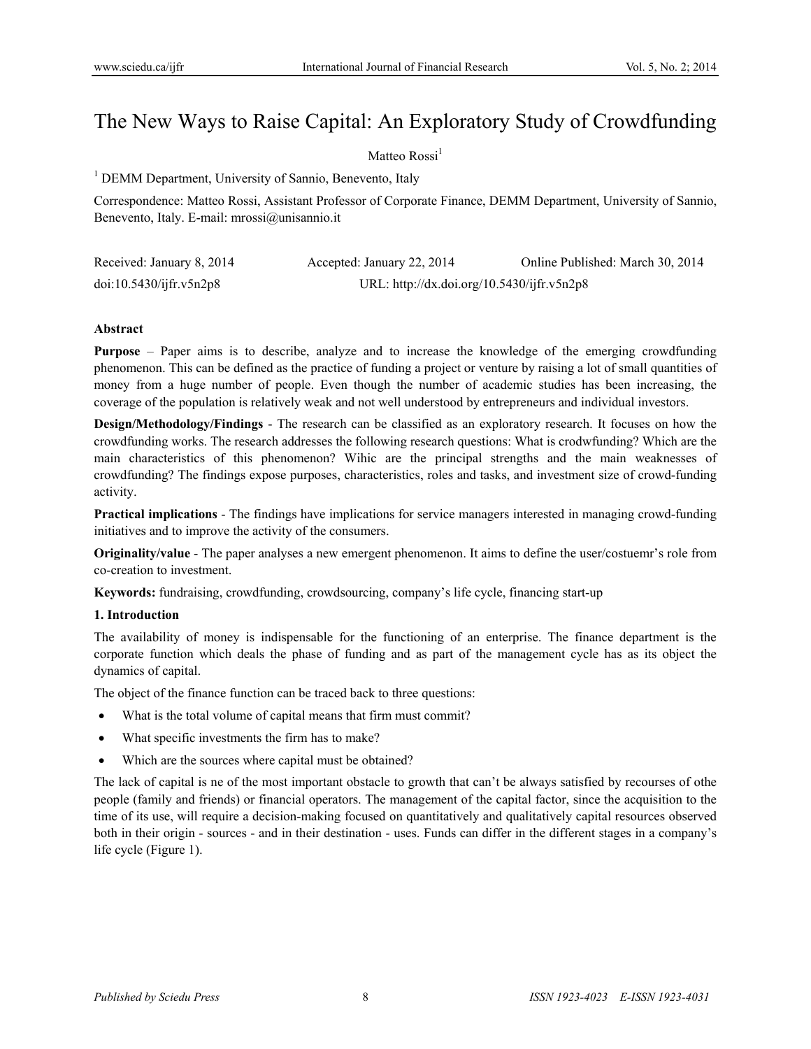# The New Ways to Raise Capital: An Exploratory Study of Crowdfunding

Matteo Rossi[1]

[1] DEMM Department, University of Sannio, Benevento, Italy

Correspondence: Matteo Rossi, Assistant Professor of Corporate Finance, DEMM Department, University of Sannio, Benevento, Italy. E-mail: mrossi@unisannio.it

Received: January 8, 2014 Accepted: January 22, 2014 Online Published: March 30, 2014

doi:10.5430/ijfr.v5n2p8 URL: http://dx.doi.org/10.5430/ijfr.v5n2p8

**Abstract**

**Purpose** – Paper aims is to describe, analyze and to increase the knowledge of the emerging crowdfunding phenomenon. This can be defined as the practice of funding a project or venture by raising a lot of small quantities of money from a huge number of people. Even though the number of academic studies has been increasing, the coverage of the population is relatively weak and not well understood by entrepreneurs and individual investors.

**Design/Methodology/Findings** - The research can be classified as an exploratory research. It focuses on how the crowdfunding works. The research addresses the following research questions: What is crodwfunding? Which are the main characteristics of this phenomenon? Wihic are the principal strengths and the main weaknesses of crowdfunding? The findings expose purposes, characteristics, roles and tasks, and investment size of crowd-funding activity.

**Practical implications** - The findings have implications for service managers interested in managing crowd-funding initiatives and to improve the activity of the consumers.

**Originality/value** - The paper analyses a new emergent phenomenon. It aims to define the user/costuemr's role from co-creation to investment.

**Keywords:** fundraising, crowdfunding, crowdsourcing, company's life cycle, financing start-up

## 1. Introduction

The availability of money is indispensable for the functioning of an enterprise. The finance department is the corporate function which deals the phase of funding and as part of the management cycle has as its object the dynamics of capital.

The object of the finance function can be traced back to three questions:

- What is the total volume of capital means that firm must commit?
- What specific investments the firm has to make?
- Which are the sources where capital must be obtained?

The lack of capital is ne of the most important obstacle to growth that can't be always satisfied by recourses of othe people (family and friends) or financial operators. The management of the capital factor, since the acquisition to the time of its use, will require a decision-making focused on quantitatively and qualitatively capital resources observed both in their origin - sources - and in their destination - uses. Funds can differ in the different stages in a company's life cycle (Figure 1).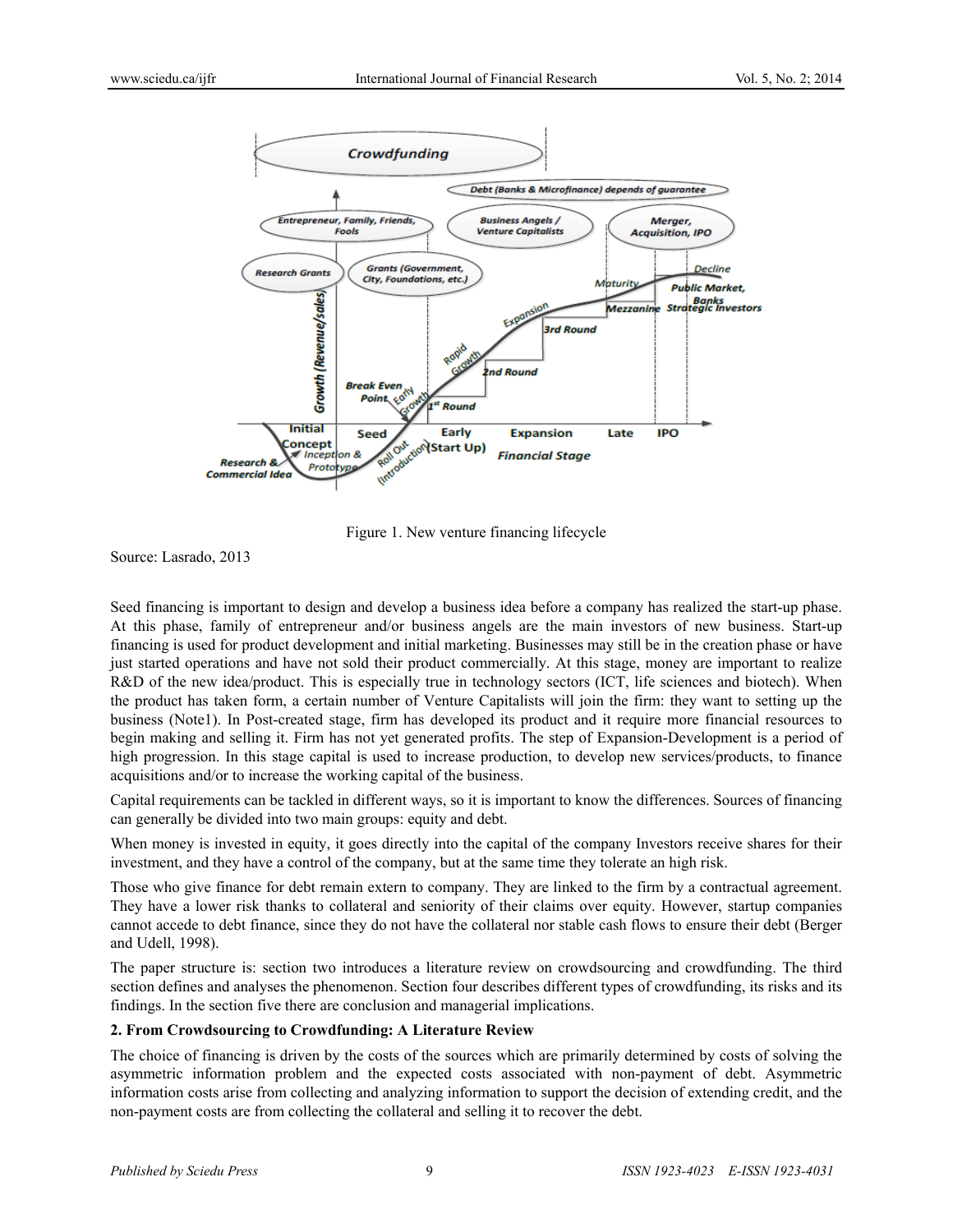Crowdfunding

Debt (Banks & Microfinance) depends of guarantee

Entrepreneur, Family, Friends, Fools

Business Angels / Venture Capitalists

Merger, Acquisition, IPO

Research Grants

Grants (Government, City, Foundations, etc.)

Growth (Revenue/sales)

Decline

Maturity

Public Market, Banks

Mezzanine

Strategic Investors

Expansion

3rd Round

Rapid Growth

2nd Round

Break Even Point

Early Growth

1st Round

Initial Concept

Seed

Early (Start Up)

Expansion

Late

IPO

Inception & Prototype

Roll Out (Introduction)

Financial Stage

Research & Commercial Idea

Figure 1. New venture financing lifecycle

Source: Lasrado, 2013

Seed financing is important to design and develop a business idea before a company has realized the start-up phase. At this phase, family of entrepreneur and/or business angels are the main investors of new business. Start-up financing is used for product development and initial marketing. Businesses may still be in the creation phase or have just started operations and have not sold their product commercially. At this stage, money are important to realize R&D of the new idea/product. This is especially true in technology sectors (ICT, life sciences and biotech). When the product has taken form, a certain number of Venture Capitalists will join the firm: they want to setting up the business (Note1). In Post-created stage, firm has developed its product and it require more financial resources to begin making and selling it. Firm has not yet generated profits. The step of Expansion-Development is a period of high progression. In this stage capital is used to increase production, to develop new services/products, to finance acquisitions and/or to increase the working capital of the business.

Capital requirements can be tackled in different ways, so it is important to know the differences. Sources of financing can generally be divided into two main groups: equity and debt.

When money is invested in equity, it goes directly into the capital of the company Investors receive shares for their investment, and they have a control of the company, but at the same time they tolerate an high risk.

Those who give finance for debt remain extern to company. They are linked to the firm by a contractual agreement. They have a lower risk thanks to collateral and seniority of their claims over equity. However, startup companies cannot accede to debt finance, since they do not have the collateral nor stable cash flows to ensure their debt (Berger and Udell, 1998).

The paper structure is: section two introduces a literature review on crowdsourcing and crowdfunding. The third section defines and analyses the phenomenon. Section four describes different types of crowdfunding, its risks and its findings. In the section five there are conclusion and managerial implications.

## 2. From Crowdsourcing to Crowdfunding: A Literature Review

The choice of financing is driven by the costs of the sources which are primarily determined by costs of solving the asymmetric information problem and the expected costs associated with non-payment of debt. Asymmetric information costs arise from collecting and analyzing information to support the decision of extending credit, and the non-payment costs are from collecting the collateral and selling it to recover the debt.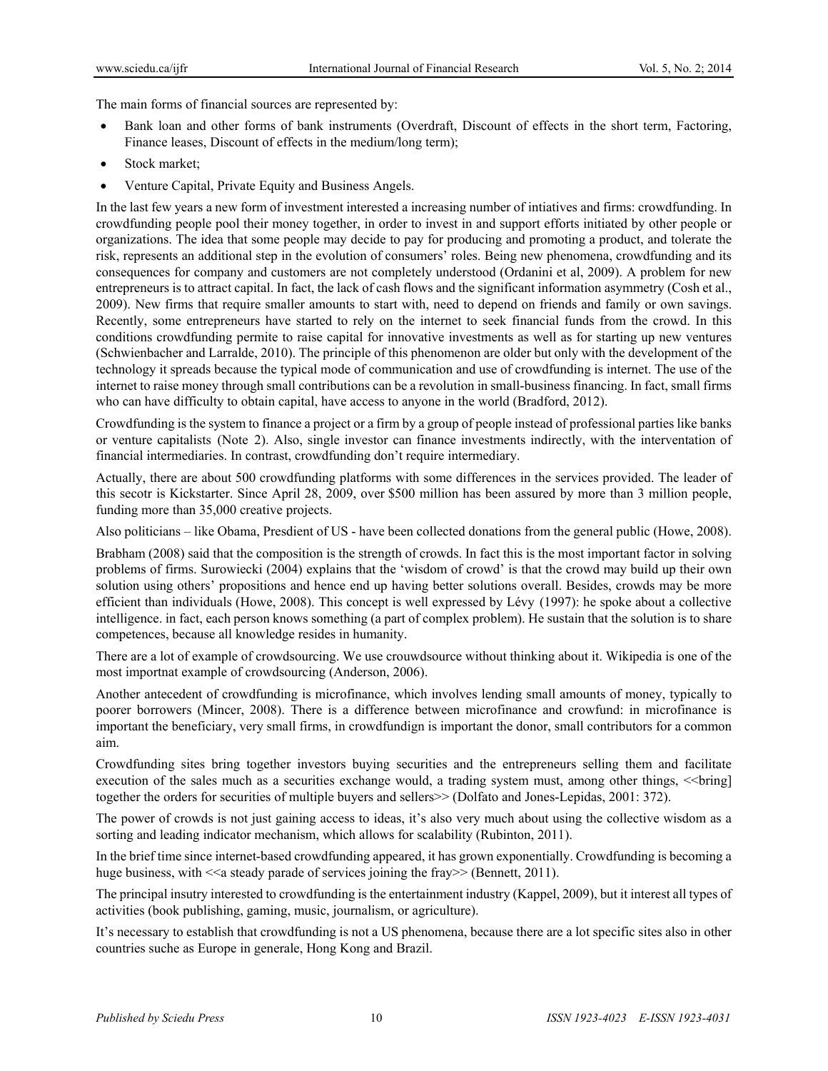The main forms of financial sources are represented by:

- Bank loan and other forms of bank instruments (Overdraft, Discount of effects in the short term, Factoring, Finance leases, Discount of effects in the medium/long term);
- Stock market;
- Venture Capital, Private Equity and Business Angels.

In the last few years a new form of investment interested a increasing number of intiatives and firms: crowdfunding. In crowdfunding people pool their money together, in order to invest in and support efforts initiated by other people or organizations. The idea that some people may decide to pay for producing and promoting a product, and tolerate the risk, represents an additional step in the evolution of consumers' roles. Being new phenomena, crowdfunding and its consequences for company and customers are not completely understood (Ordanini et al, 2009). A problem for new entrepreneurs is to attract capital. In fact, the lack of cash flows and the significant information asymmetry (Cosh et al., 2009). New firms that require smaller amounts to start with, need to depend on friends and family or own savings. Recently, some entrepreneurs have started to rely on the internet to seek financial funds from the crowd. In this conditions crowdfunding permite to raise capital for innovative investments as well as for starting up new ventures (Schwienbacher and Larralde, 2010). The principle of this phenomenon are older but only with the development of the technology it spreads because the typical mode of communication and use of crowdfunding is internet. The use of the internet to raise money through small contributions can be a revolution in small-business financing. In fact, small firms who can have difficulty to obtain capital, have access to anyone in the world (Bradford, 2012).

Crowdfunding is the system to finance a project or a firm by a group of people instead of professional parties like banks or venture capitalists (Note 2). Also, single investor can finance investments indirectly, with the interventation of financial intermediaries. In contrast, crowdfunding don't require intermediary.

Actually, there are about 500 crowdfunding platforms with some differences in the services provided. The leader of this secotr is Kickstarter. Since April 28, 2009, over $500 million has been assured by more than 3 million people, funding more than 35,000 creative projects.

Also politicians – like Obama, Presdient of US - have been collected donations from the general public (Howe, 2008).

Brabham (2008) said that the composition is the strength of crowds. In fact this is the most important factor in solving problems of firms. Surowiecki (2004) explains that the 'wisdom of crowd' is that the crowd may build up their own solution using others' propositions and hence end up having better solutions overall. Besides, crowds may be more efficient than individuals (Howe, 2008). This concept is well expressed by Lévy (1997): he spoke about a collective intelligence. in fact, each person knows something (a part of complex problem). He sustain that the solution is to share competences, because all knowledge resides in humanity.

There are a lot of example of crowdsourcing. We use crouwdsource without thinking about it. Wikipedia is one of the most importnat example of crowdsourcing (Anderson, 2006).

Another antecedent of crowdfunding is microfinance, which involves lending small amounts of money, typically to poorer borrowers (Mincer, 2008). There is a difference between microfinance and crowfund: in microfinance is important the beneficiary, very small firms, in crowdfundign is important the donor, small contributors for a common aim.

Crowdfunding sites bring together investors buying securities and the entrepreneurs selling them and facilitate execution of the sales much as a securities exchange would, a trading system must, among other things, <<bring] together the orders for securities of multiple buyers and sellers>> (Dolfato and Jones-Lepidas, 2001: 372).

The power of crowds is not just gaining access to ideas, it's also very much about using the collective wisdom as a sorting and leading indicator mechanism, which allows for scalability (Rubinton, 2011).

In the brief time since internet-based crowdfunding appeared, it has grown exponentially. Crowdfunding is becoming a huge business, with <<a steady parade of services joining the fray>> (Bennett, 2011).

The principal insutry interested to crowdfunding is the entertainment industry (Kappel, 2009), but it interest all types of activities (book publishing, gaming, music, journalism, or agriculture).

It's necessary to establish that crowdfunding is not a US phenomena, because there are a lot specific sites also in other countries suche as Europe in generale, Hong Kong and Brazil.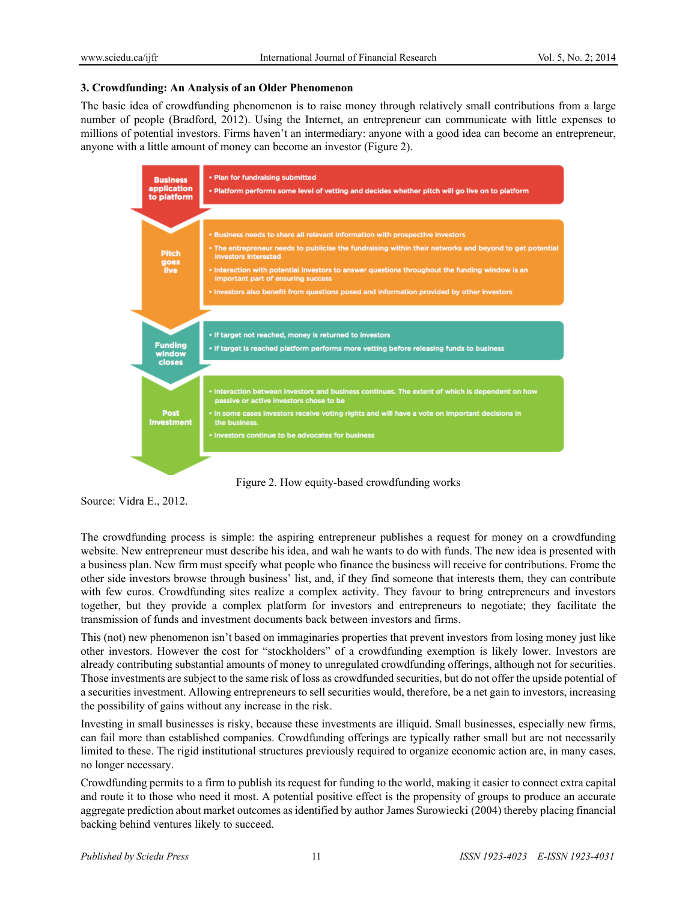### 3. Crowdfunding: An Analysis of an Older Phenomenon

The basic idea of crowdfunding phenomenon is to raise money through relatively small contributions from a large number of people (Bradford, 2012). Using the Internet, an entrepreneur can communicate with little expenses to millions of potential investors. Firms haven't an intermediary: anyone with a good idea can become an entrepreneur, anyone with a little amount of money can become an investor (Figure 2).

**Business application to platform**

- Plan for fundraising submitted
- Platform performs some level of vetting and decides whether pitch will go live on to platform

**Pitch goes live**

- Business needs to share all relevant information with prospective investors
- The entrepreneur needs to publicise the fundraising within their networks and beyond to get potential investors interested
- Interaction with potential investors to answer questions throughout the funding window is an important part of ensuring success
- Investors also benefit from questions posed and information provided by other investors

**Funding window closes**

- If target not reached, money is returned to investors
- If target is reached platform performs more vetting before releasing funds to business

**Post investment**

- Interaction between investors and business continues. The extent of which is dependent on how passive or active investors chose to be
- In some cases investors receive voting rights and will have a vote on important decisions in the business.
- Investors continue to be advocates for business

Figure 2. How equity-based crowdfunding works

Source: Vidra E., 2012.

The crowdfunding process is simple: the aspiring entrepreneur publishes a request for money on a crowdfunding website. New entrepreneur must describe his idea, and wah he wants to do with funds. The new idea is presented with a business plan. New firm must specify what people who finance the business will receive for contributions. Frome the other side investors browse through business' list, and, if they find someone that interests them, they can contribute with few euros. Crowdfunding sites realize a complex activity. They favour to bring entrepreneurs and investors together, but they provide a complex platform for investors and entrepreneurs to negotiate; they facilitate the transmission of funds and investment documents back between investors and firms.

This (not) new phenomenon isn't based on immaginaries properties that prevent investors from losing money just like other investors. However the cost for "stockholders" of a crowdfunding exemption is likely lower. Investors are already contributing substantial amounts of money to unregulated crowdfunding offerings, although not for securities. Those investments are subject to the same risk of loss as crowdfunded securities, but do not offer the upside potential of a securities investment. Allowing entrepreneurs to sell securities would, therefore, be a net gain to investors, increasing the possibility of gains without any increase in the risk.

Investing in small businesses is risky, because these investments are illiquid. Small businesses, especially new firms, can fail more than established companies. Crowdfunding offerings are typically rather small but are not necessarily limited to these. The rigid institutional structures previously required to organize economic action are, in many cases, no longer necessary.

Crowdfunding permits to a firm to publish its request for funding to the world, making it easier to connect extra capital and route it to those who need it most. A potential positive effect is the propensity of groups to produce an accurate aggregate prediction about market outcomes as identified by author James Surowiecki (2004) thereby placing financial backing behind ventures likely to succeed.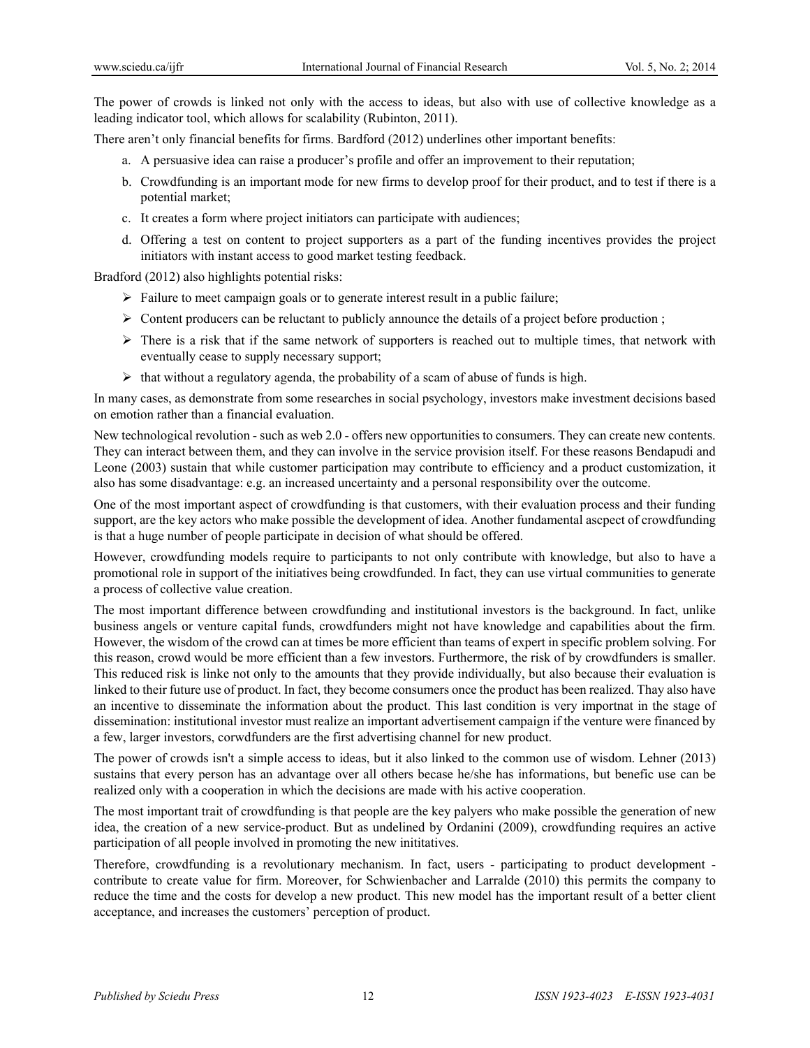The power of crowds is linked not only with the access to ideas, but also with use of collective knowledge as a leading indicator tool, which allows for scalability (Rubinton, 2011).

There aren't only financial benefits for firms. Bardford (2012) underlines other important benefits:

a. A persuasive idea can raise a producer's profile and offer an improvement to their reputation;
b. Crowdfunding is an important mode for new firms to develop proof for their product, and to test if there is a potential market;
c. It creates a form where project initiators can participate with audiences;
d. Offering a test on content to project supporters as a part of the funding incentives provides the project initiators with instant access to good market testing feedback.

Bradford (2012) also highlights potential risks:

- Failure to meet campaign goals or to generate interest result in a public failure;
- Content producers can be reluctant to publicly announce the details of a project before production ;
- There is a risk that if the same network of supporters is reached out to multiple times, that network with eventually cease to supply necessary support;
- that without a regulatory agenda, the probability of a scam of abuse of funds is high.

In many cases, as demonstrate from some researches in social psychology, investors make investment decisions based on emotion rather than a financial evaluation.

New technological revolution - such as web 2.0 - offers new opportunities to consumers. They can create new contents. They can interact between them, and they can involve in the service provision itself. For these reasons Bendapudi and Leone (2003) sustain that while customer participation may contribute to efficiency and a product customization, it also has some disadvantage: e.g. an increased uncertainty and a personal responsibility over the outcome.

One of the most important aspect of crowdfunding is that customers, with their evaluation process and their funding support, are the key actors who make possible the development of idea. Another fundamental ascpect of crowdfunding is that a huge number of people participate in decision of what should be offered.

However, crowdfunding models require to participants to not only contribute with knowledge, but also to have a promotional role in support of the initiatives being crowdfunded. In fact, they can use virtual communities to generate a process of collective value creation.

The most important difference between crowdfunding and institutional investors is the background. In fact, unlike business angels or venture capital funds, crowdfunders might not have knowledge and capabilities about the firm. However, the wisdom of the crowd can at times be more efficient than teams of expert in specific problem solving. For this reason, crowd would be more efficient than a few investors. Furthermore, the risk of by crowdfunders is smaller. This reduced risk is linke not only to the amounts that they provide individually, but also because their evaluation is linked to their future use of product. In fact, they become consumers once the product has been realized. Thay also have an incentive to disseminate the information about the product. This last condition is very importnat in the stage of dissemination: institutional investor must realize an important advertisement campaign if the venture were financed by a few, larger investors, corwdfunders are the first advertising channel for new product.

The power of crowds isn't a simple access to ideas, but it also linked to the common use of wisdom. Lehner (2013) sustains that every person has an advantage over all others becase he/she has informations, but benefic use can be realized only with a cooperation in which the decisions are made with his active cooperation.

The most important trait of crowdfunding is that people are the key palyers who make possible the generation of new idea, the creation of a new service-product. But as undelined by Ordanini (2009), crowdfunding requires an active participation of all people involved in promoting the new inititatives.

Therefore, crowdfunding is a revolutionary mechanism. In fact, users - participating to product development - contribute to create value for firm. Moreover, for Schwienbacher and Larralde (2010) this permits the company to reduce the time and the costs for develop a new product. This new model has the important result of a better client acceptance, and increases the customers' perception of product.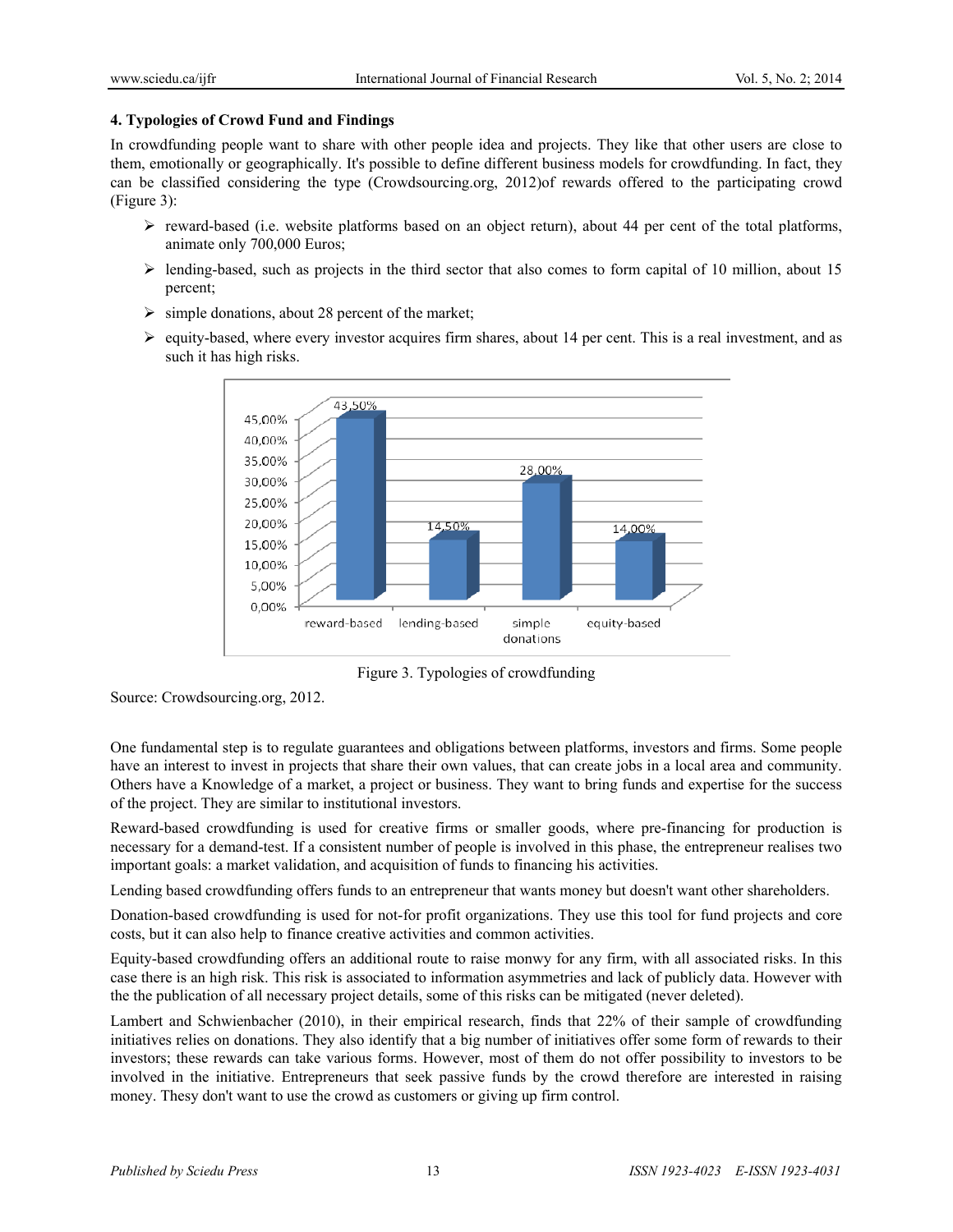### 4. Typologies of Crowd Fund and Findings

In crowdfunding people want to share with other people idea and projects. They like that other users are close to them, emotionally or geographically. It's possible to define different business models for crowdfunding. In fact, they can be classified considering the type (Crowdsourcing.org, 2012)of rewards offered to the participating crowd (Figure 3):

- reward-based (i.e. website platforms based on an object return), about 44 per cent of the total platforms, animate only 700,000 Euros;
- lending-based, such as projects in the third sector that also comes to form capital of 10 million, about 15 percent;
- simple donations, about 28 percent of the market;
- equity-based, where every investor acquires firm shares, about 14 per cent. This is a real investment, and as such it has high risks.

| Typology | Share |
|---|---|
| reward-based | 43,50% |
| lending-based | 14,50% |
| simple donations | 28,00% |
| equity-based | 14,00% |

Figure 3. Typologies of crowdfunding

Source: Crowdsourcing.org, 2012.

One fundamental step is to regulate guarantees and obligations between platforms, investors and firms. Some people have an interest to invest in projects that share their own values, that can create jobs in a local area and community. Others have a Knowledge of a market, a project or business. They want to bring funds and expertise for the success of the project. They are similar to institutional investors.

Reward-based crowdfunding is used for creative firms or smaller goods, where pre-financing for production is necessary for a demand-test. If a consistent number of people is involved in this phase, the entrepreneur realises two important goals: a market validation, and acquisition of funds to financing his activities.

Lending based crowdfunding offers funds to an entrepreneur that wants money but doesn't want other shareholders.

Donation-based crowdfunding is used for not-for profit organizations. They use this tool for fund projects and core costs, but it can also help to finance creative activities and common activities.

Equity-based crowdfunding offers an additional route to raise monwy for any firm, with all associated risks. In this case there is an high risk. This risk is associated to information asymmetries and lack of publicly data. However with the the publication of all necessary project details, some of this risks can be mitigated (never deleted).

Lambert and Schwienbacher (2010), in their empirical research, finds that 22% of their sample of crowdfunding initiatives relies on donations. They also identify that a big number of initiatives offer some form of rewards to their investors; these rewards can take various forms. However, most of them do not offer possibility to investors to be involved in the initiative. Entrepreneurs that seek passive funds by the crowd therefore are interested in raising money. Theys don't want to use the crowd as customers or giving up firm control.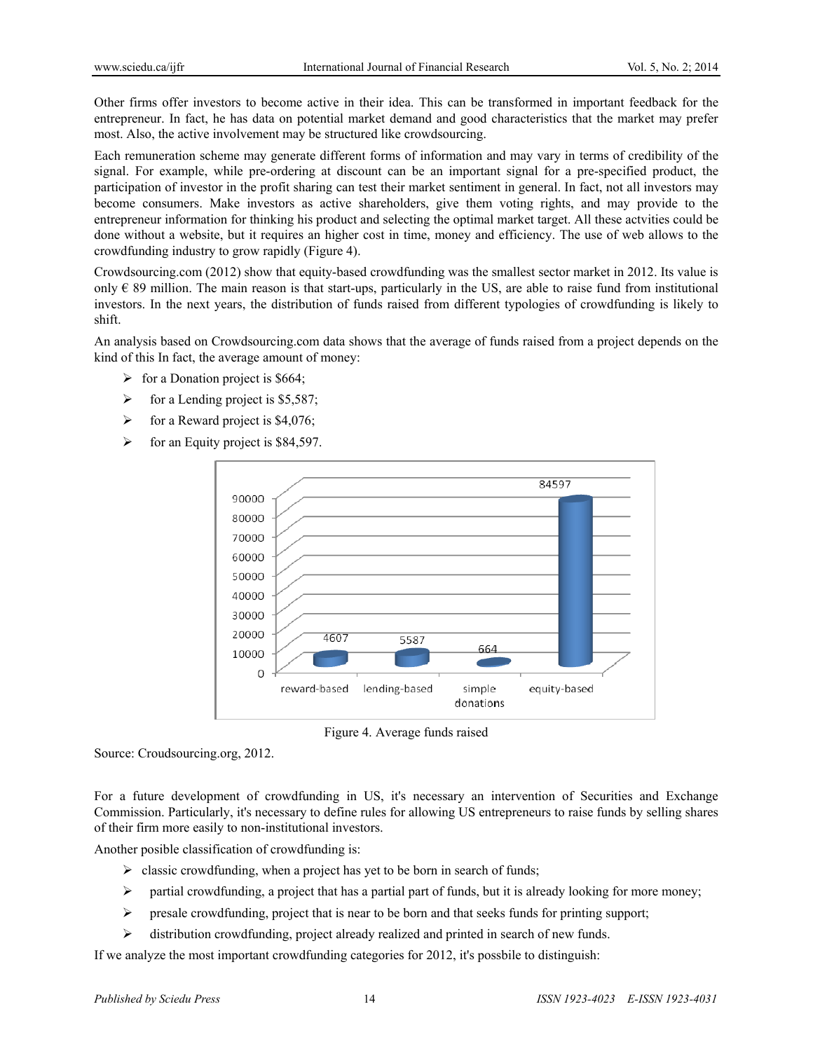Other firms offer investors to become active in their idea. This can be transformed in important feedback for the entrepreneur. In fact, he has data on potential market demand and good characteristics that the market may prefer most. Also, the active involvement may be structured like crowdsourcing.

Each remuneration scheme may generate different forms of information and may vary in terms of credibility of the signal. For example, while pre-ordering at discount can be an important signal for a pre-specified product, the participation of investor in the profit sharing can test their market sentiment in general. In fact, not all investors may become consumers. Make investors as active shareholders, give them voting rights, and may provide to the entrepreneur information for thinking his product and selecting the optimal market target. All these actvities could be done without a website, but it requires an higher cost in time, money and efficiency. The use of web allows to the crowdfunding industry to grow rapidly (Figure 4).

Crowdsourcing.com (2012) show that equity-based crowdfunding was the smallest sector market in 2012. Its value is only € 89 million. The main reason is that start-ups, particularly in the US, are able to raise fund from institutional investors. In the next years, the distribution of funds raised from different typologies of crowdfunding is likely to shift.

An analysis based on Crowdsourcing.com data shows that the average of funds raised from a project depends on the kind of this In fact, the average amount of money:

- for a Donation project is $664;
- for a Lending project is $5,587;
- for a Reward project is $4,076;
- for an Equity project is $84,597.

Figure 4. Average funds raised

Source: Croudsourcing.org, 2012.

For a future development of crowdfunding in US, it's necessary an intervention of Securities and Exchange Commission. Particularly, it's necessary to define rules for allowing US entrepreneurs to raise funds by selling shares of their firm more easily to non-institutional investors.

Another posible classification of crowdfunding is:

- classic crowdfunding, when a project has yet to be born in search of funds;
- partial crowdfunding, a project that has a partial part of funds, but it is already looking for more money;
- presale crowdfunding, project that is near to be born and that seeks funds for printing support;
- distribution crowdfunding, project already realized and printed in search of new funds.

If we analyze the most important crowdfunding categories for 2012, it's possbile to distinguish: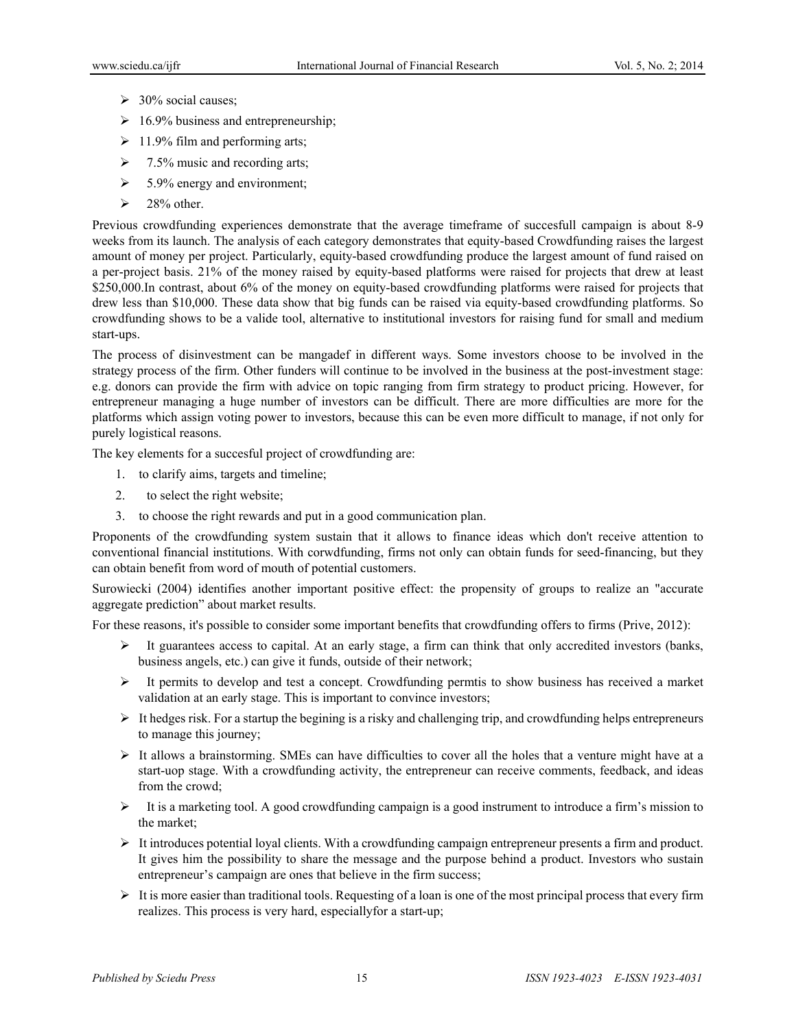- 30% social causes;
- 16.9% business and entrepreneurship;
- 11.9% film and performing arts;
- 7.5% music and recording arts;
- 5.9% energy and environment;
- 28% other.

Previous crowdfunding experiences demonstrate that the average timeframe of succesfull campaign is about 8-9 weeks from its launch. The analysis of each category demonstrates that equity-based Crowdfunding raises the largest amount of money per project. Particularly, equity-based crowdfunding produce the largest amount of fund raised on a per-project basis. 21% of the money raised by equity-based platforms were raised for projects that drew at least \$250,000.In contrast, about 6% of the money on equity-based crowdfunding platforms were raised for projects that drew less than \$10,000. These data show that big funds can be raised via equity-based crowdfunding platforms. So crowdfunding shows to be a valide tool, alternative to institutional investors for raising fund for small and medium start-ups.

The process of disinvestment can be mangadef in different ways. Some investors choose to be involved in the strategy process of the firm. Other funders will continue to be involved in the business at the post-investment stage: e.g. donors can provide the firm with advice on topic ranging from firm strategy to product pricing. However, for entrepreneur managing a huge number of investors can be difficult. There are more difficulties are more for the platforms which assign voting power to investors, because this can be even more difficult to manage, if not only for purely logistical reasons.

The key elements for a succesful project of crowdfunding are:

1. to clarify aims, targets and timeline;
2. to select the right website;
3. to choose the right rewards and put in a good communication plan.

Proponents of the crowdfunding system sustain that it allows to finance ideas which don't receive attention to conventional financial institutions. With corwdfunding, firms not only can obtain funds for seed-financing, but they can obtain benefit from word of mouth of potential customers.

Surowiecki (2004) identifies another important positive effect: the propensity of groups to realize an "accurate aggregate prediction" about market results.

For these reasons, it's possible to consider some important benefits that crowdfunding offers to firms (Prive, 2012):

- It guarantees access to capital. At an early stage, a firm can think that only accredited investors (banks, business angels, etc.) can give it funds, outside of their network;
- It permits to develop and test a concept. Crowdfunding permtis to show business has received a market validation at an early stage. This is important to convince investors;
- It hedges risk. For a startup the begining is a risky and challenging trip, and crowdfunding helps entrepreneurs to manage this journey;
- It allows a brainstorming. SMEs can have difficulties to cover all the holes that a venture might have at a start-uop stage. With a crowdfunding activity, the entrepreneur can receive comments, feedback, and ideas from the crowd;
- It is a marketing tool. A good crowdfunding campaign is a good instrument to introduce a firm's mission to the market;
- It introduces potential loyal clients. With a crowdfunding campaign entrepreneur presents a firm and product. It gives him the possibility to share the message and the purpose behind a product. Investors who sustain entrepreneur's campaign are ones that believe in the firm success;
- It is more easier than traditional tools. Requesting of a loan is one of the most principal process that every firm realizes. This process is very hard, especiallyfor a start-up;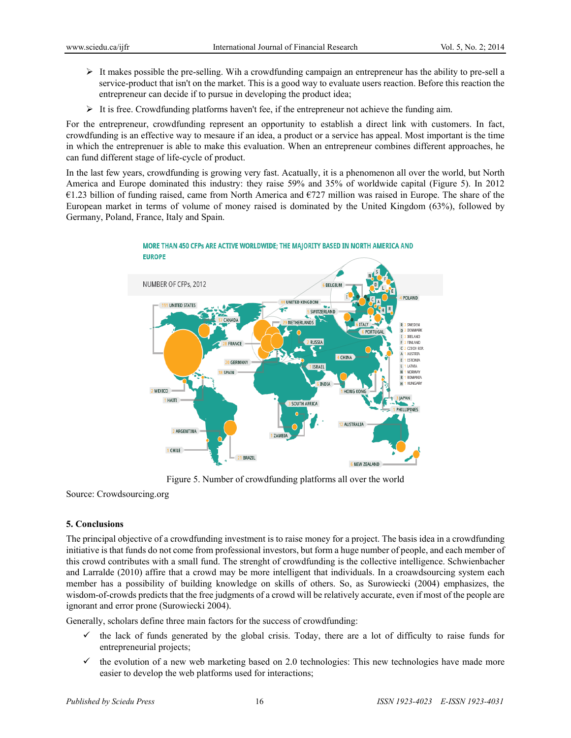- It makes possible the pre-selling. Wih a crowdfunding campaign an entrepreneur has the ability to pre-sell a service-product that isn't on the market. This is a good way to evaluate users reaction. Before this reaction the entrepreneur can decide if to pursue in developing the product idea;
- It is free. Crowdfunding platforms haven't fee, if the entrepreneur not achieve the funding aim.

For the entrepreneur, crowdfunding represent an opportunity to establish a direct link with customers. In fact, crowdfunding is an effective way to mesaure if an idea, a product or a service has appeal. Most important is the time in which the entreprenuer is able to make this evaluation. When an entrepreneur combines different approaches, he can fund different stage of life-cycle of product.

In the last few years, crowdfunding is growing very fast. Acatually, it is a phenomenon all over the world, but North America and Europe dominated this industry: they raise 59% and 35% of worldwide capital (Figure 5). In 2012 €1.23 billion of funding raised, came from North America and €727 million was raised in Europe. The share of the European market in terms of volume of money raised is dominated by the United Kingdom (63%), followed by Germany, Poland, France, Italy and Spain.

Figure 5. Number of crowdfunding platforms all over the world

Source: Crowdsourcing.org

**5. Conclusions**

The principal objective of a crowdfunding investment is to raise money for a project. The basis idea in a crowdfunding initiative is that funds do not come from professional investors, but form a huge number of people, and each member of this crowd contributes with a small fund. The strenght of crowdfunding is the collective intelligence. Schwienbacher and Larralde (2010) affire that a crowd may be more intelligent that individuals. In a croawdsourcing system each member has a possibility of building knowledge on skills of others. So, as Surowiecki (2004) emphasizes, the wisdom-of-crowds predicts that the free judgments of a crowd will be relatively accurate, even if most of the people are ignorant and error prone (Surowiecki 2004).

Generally, scholars define three main factors for the success of crowdfunding:

- the lack of funds generated by the global crisis. Today, there are a lot of difficulty to raise funds for entrepreneurial projects;
- the evolution of a new web marketing based on 2.0 technologies: This new technologies have made more easier to develop the web platforms used for interactions;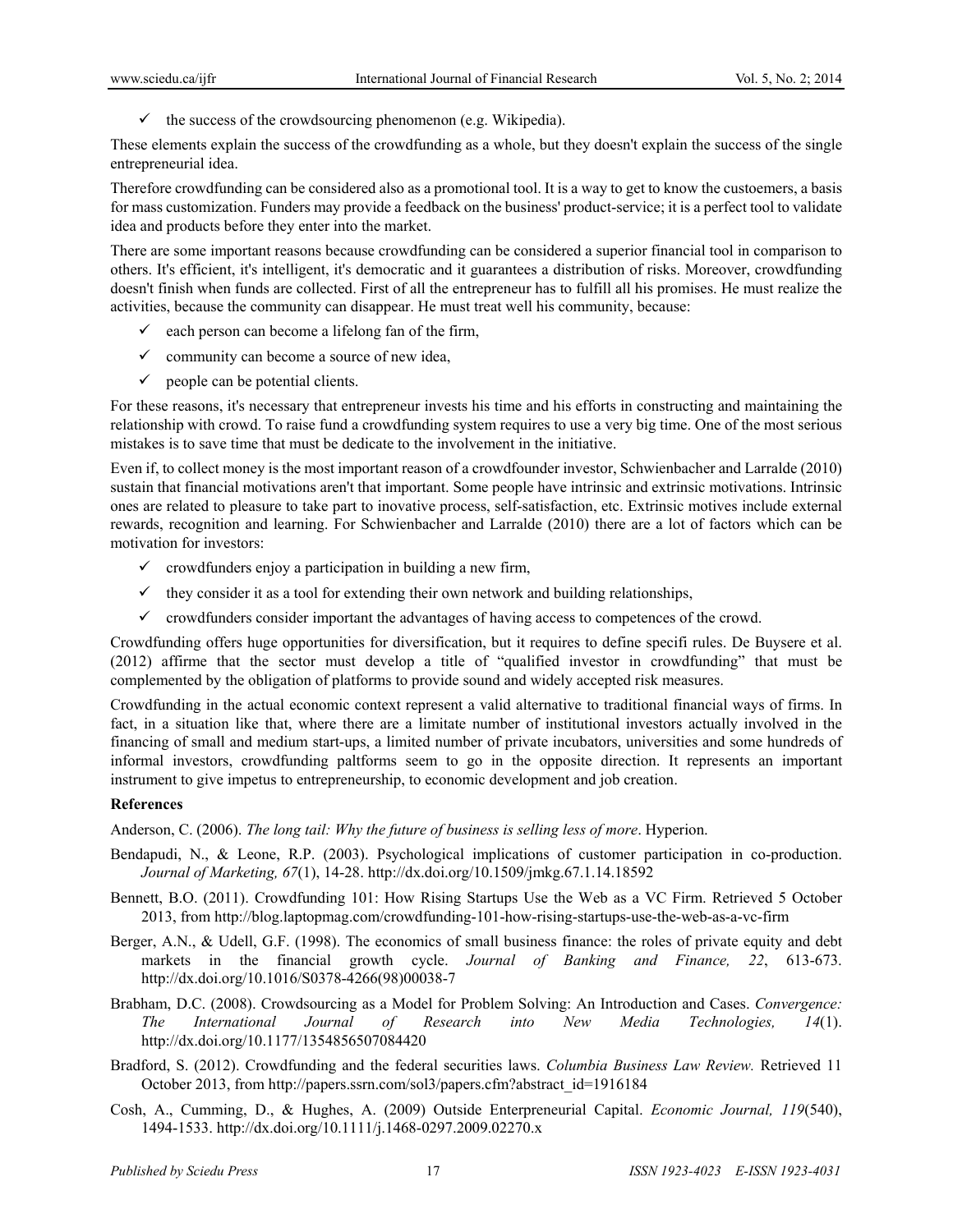- ✓ the success of the crowdsourcing phenomenon (e.g. Wikipedia).

These elements explain the success of the crowdfunding as a whole, but they doesn't explain the success of the single entrepreneurial idea.

Therefore crowdfunding can be considered also as a promotional tool. It is a way to get to know the custoemers, a basis for mass customization. Funders may provide a feedback on the business' product-service; it is a perfect tool to validate idea and products before they enter into the market.

There are some important reasons because crowdfunding can be considered a superior financial tool in comparison to others. It's efficient, it's intelligent, it's democratic and it guarantees a distribution of risks. Moreover, crowdfunding doesn't finish when funds are collected. First of all the entrepreneur has to fulfill all his promises. He must realize the activities, because the community can disappear. He must treat well his community, because:

- ✓ each person can become a lifelong fan of the firm,
- ✓ community can become a source of new idea,
- ✓ people can be potential clients.

For these reasons, it's necessary that entrepreneur invests his time and his efforts in constructing and maintaining the relationship with crowd. To raise fund a crowdfunding system requires to use a very big time. One of the most serious mistakes is to save time that must be dedicate to the involvement in the initiative.

Even if, to collect money is the most important reason of a crowdfounder investor, Schwienbacher and Larralde (2010) sustain that financial motivations aren't that important. Some people have intrinsic and extrinsic motivations. Intrinsic ones are related to pleasure to take part to inovative process, self-satisfaction, etc. Extrinsic motives include external rewards, recognition and learning. For Schwienbacher and Larralde (2010) there are a lot of factors which can be motivation for investors:

- ✓ crowdfunders enjoy a participation in building a new firm,
- ✓ they consider it as a tool for extending their own network and building relationships,
- ✓ crowdfunders consider important the advantages of having access to competences of the crowd.

Crowdfunding offers huge opportunities for diversification, but it requires to define specifi rules. De Buysere et al. (2012) affirme that the sector must develop a title of "qualified investor in crowdfunding" that must be complemented by the obligation of platforms to provide sound and widely accepted risk measures.

Crowdfunding in the actual economic context represent a valid alternative to traditional financial ways of firms. In fact, in a situation like that, where there are a limitate number of institutional investors actually involved in the financing of small and medium start-ups, a limited number of private incubators, universities and some hundreds of informal investors, crowdfunding paltforms seem to go in the opposite direction. It represents an important instrument to give impetus to entrepreneurship, to economic development and job creation.

**References**

Anderson, C. (2006). *The long tail: Why the future of business is selling less of more*. Hyperion.

Bendapudi, N., & Leone, R.P. (2003). Psychological implications of customer participation in co-production. *Journal of Marketing, 67*(1), 14-28. http://dx.doi.org/10.1509/jmkg.67.1.14.18592

Bennett, B.O. (2011). Crowdfunding 101: How Rising Startups Use the Web as a VC Firm. Retrieved 5 October 2013, from http://blog.laptopmag.com/crowdfunding-101-how-rising-startups-use-the-web-as-a-vc-firm

Berger, A.N., & Udell, G.F. (1998). The economics of small business finance: the roles of private equity and debt markets in the financial growth cycle. *Journal of Banking and Finance, 22*, 613-673. http://dx.doi.org/10.1016/S0378-4266(98)00038-7

Brabham, D.C. (2008). Crowdsourcing as a Model for Problem Solving: An Introduction and Cases. *Convergence: The International Journal of Research into New Media Technologies, 14*(1). http://dx.doi.org/10.1177/1354856507084420

Bradford, S. (2012). Crowdfunding and the federal securities laws. *Columbia Business Law Review.* Retrieved 11 October 2013, from http://papers.ssrn.com/sol3/papers.cfm?abstract_id=1916184

Cosh, A., Cumming, D., & Hughes, A. (2009) Outside Enterpreneurial Capital. *Economic Journal, 119*(540), 1494-1533. http://dx.doi.org/10.1111/j.1468-0297.2009.02270.x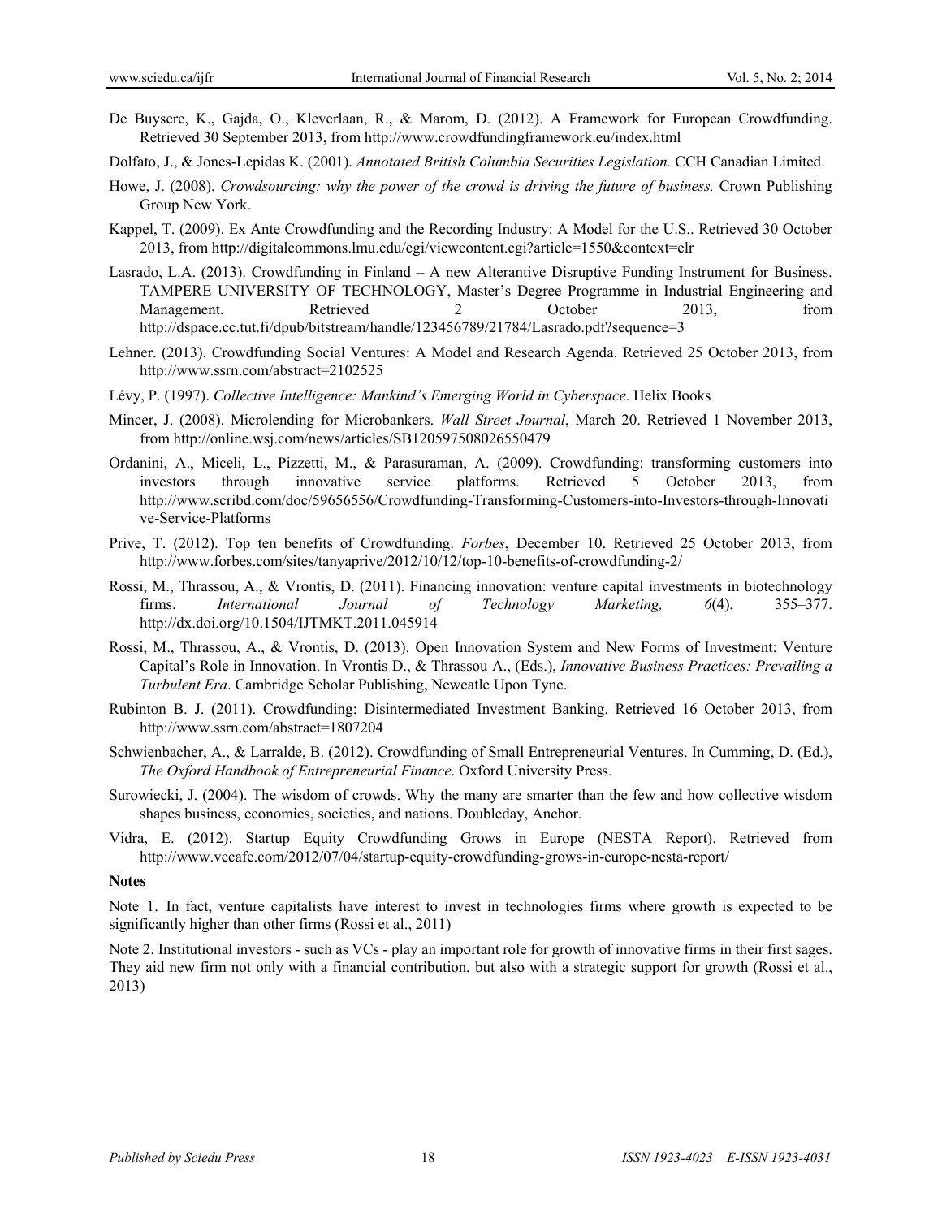De Buysere, K., Gajda, O., Kleverlaan, R., & Marom, D. (2012). A Framework for European Crowdfunding. Retrieved 30 September 2013, from http://www.crowdfundingframework.eu/index.html

Dolfato, J., & Jones-Lepidas K. (2001). *Annotated British Columbia Securities Legislation.* CCH Canadian Limited.

Howe, J. (2008). *Crowdsourcing: why the power of the crowd is driving the future of business.* Crown Publishing Group New York.

Kappel, T. (2009). Ex Ante Crowdfunding and the Recording Industry: A Model for the U.S.. Retrieved 30 October 2013, from http://digitalcommons.lmu.edu/cgi/viewcontent.cgi?article=1550&context=elr

Lasrado, L.A. (2013). Crowdfunding in Finland – A new Alterantive Disruptive Funding Instrument for Business. TAMPERE UNIVERSITY OF TECHNOLOGY, Master's Degree Programme in Industrial Engineering and Management. Retrieved 2 October 2013, from http://dspace.cc.tut.fi/dpub/bitstream/handle/123456789/21784/Lasrado.pdf?sequence=3

Lehner. (2013). Crowdfunding Social Ventures: A Model and Research Agenda. Retrieved 25 October 2013, from http://www.ssrn.com/abstract=2102525

Lévy, P. (1997). *Collective Intelligence: Mankind's Emerging World in Cyberspace*. Helix Books

Mincer, J. (2008). Microlending for Microbankers. *Wall Street Journal*, March 20. Retrieved 1 November 2013, from http://online.wsj.com/news/articles/SB120597508026550479

Ordanini, A., Miceli, L., Pizzetti, M., & Parasuraman, A. (2009). Crowdfunding: transforming customers into investors through innovative service platforms. Retrieved 5 October 2013, from http://www.scribd.com/doc/59656556/Crowdfunding-Transforming-Customers-into-Investors-through-Innovative-Service-Platforms

Prive, T. (2012). Top ten benefits of Crowdfunding. *Forbes*, December 10. Retrieved 25 October 2013, from http://www.forbes.com/sites/tanyaprive/2012/10/12/top-10-benefits-of-crowdfunding-2/

Rossi, M., Thrassou, A., & Vrontis, D. (2011). Financing innovation: venture capital investments in biotechnology firms. *International Journal of Technology Marketing, 6*(4), 355–377. http://dx.doi.org/10.1504/IJTMKT.2011.045914

Rossi, M., Thrassou, A., & Vrontis, D. (2013). Open Innovation System and New Forms of Investment: Venture Capital's Role in Innovation. In Vrontis D., & Thrassou A., (Eds.), *Innovative Business Practices: Prevailing a Turbulent Era*. Cambridge Scholar Publishing, Newcatle Upon Tyne.

Rubinton B. J. (2011). Crowdfunding: Disintermediated Investment Banking. Retrieved 16 October 2013, from http://www.ssrn.com/abstract=1807204

Schwienbacher, A., & Larralde, B. (2012). Crowdfunding of Small Entrepreneurial Ventures. In Cumming, D. (Ed.), *The Oxford Handbook of Entrepreneurial Finance*. Oxford University Press.

Surowiecki, J. (2004). The wisdom of crowds. Why the many are smarter than the few and how collective wisdom shapes business, economies, societies, and nations. Doubleday, Anchor.

Vidra, E. (2012). Startup Equity Crowdfunding Grows in Europe (NESTA Report). Retrieved from http://www.vccafe.com/2012/07/04/startup-equity-crowdfunding-grows-in-europe-nesta-report/

**Notes**

Note 1. In fact, venture capitalists have interest to invest in technologies firms where growth is expected to be significantly higher than other firms (Rossi et al., 2011)

Note 2. Institutional investors - such as VCs - play an important role for growth of innovative firms in their first sages. They aid new firm not only with a financial contribution, but also with a strategic support for growth (Rossi et al., 2013)